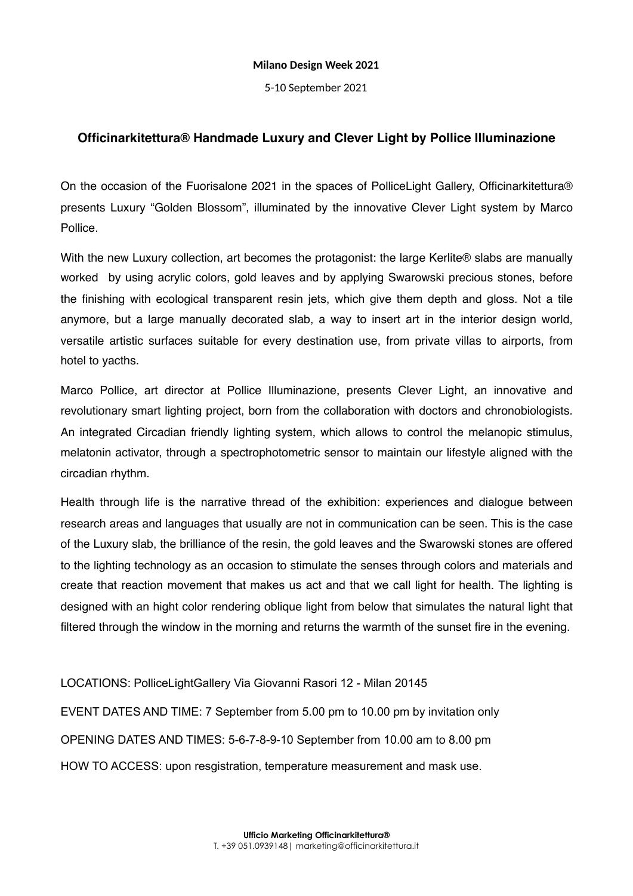**Milano Design Week 2021**

5-10 September 2021

## Officinarkitettura® Handmade Luxury and Clever Light by Pollice Illuminazione

On the occasion of the Fuorisalone 2021 in the spaces of PolliceLight Gallery, Officinarkitettura® presents Luxury "Golden Blossom", illuminated by the innovative Clever Light system by Marco Pollice.

With the new Luxury collection, art becomes the protagonist: the large Kerlite® slabs are manually worked by using acrylic colors, gold leaves and by applying Swarowski precious stones, before the finishing with ecological transparent resin jets, which give them depth and gloss. Not a tile anymore, but a large manually decorated slab, a way to insert art in the interior design world, versatile artistic surfaces suitable for every destination use, from private villas to airports, from hotel to yacths.

Marco Pollice, art director at Pollice Illuminazione, presents Clever Light, an innovative and revolutionary smart lighting project, born from the collaboration with doctors and chronobiologists. An integrated Circadian friendly lighting system, which allows to control the melanopic stimulus, melatonin activator, through a spectrophotometric sensor to maintain our lifestyle aligned with the circadian rhythm.

Health through life is the narrative thread of the exhibition: experiences and dialogue between research areas and languages that usually are not in communication can be seen. This is the case of the Luxury slab, the brilliance of the resin, the gold leaves and the Swarowski stones are offered to the lighting technology as an occasion to stimulate the senses through colors and materials and create that reaction movement that makes us act and that we call light for health. The lighting is designed with an hight color rendering oblique light from below that simulates the natural light that filtered through the window in the morning and returns the warmth of the sunset fire in the evening.

LOCATIONS: PolliceLightGallery Via Giovanni Rasori 12 - Milan 20145

EVENT DATES AND TIME: 7 September from 5.00 pm to 10.00 pm by invitation only

OPENING DATES AND TIMES: 5-6-7-8-9-10 September from 10.00 am to 8.00 pm

HOW TO ACCESS: upon resgistration, temperature measurement and mask use.

**Ufficio Marketing Officinarkitettura®**
T. +39 051.0939148| marketing@officinarkitettura.it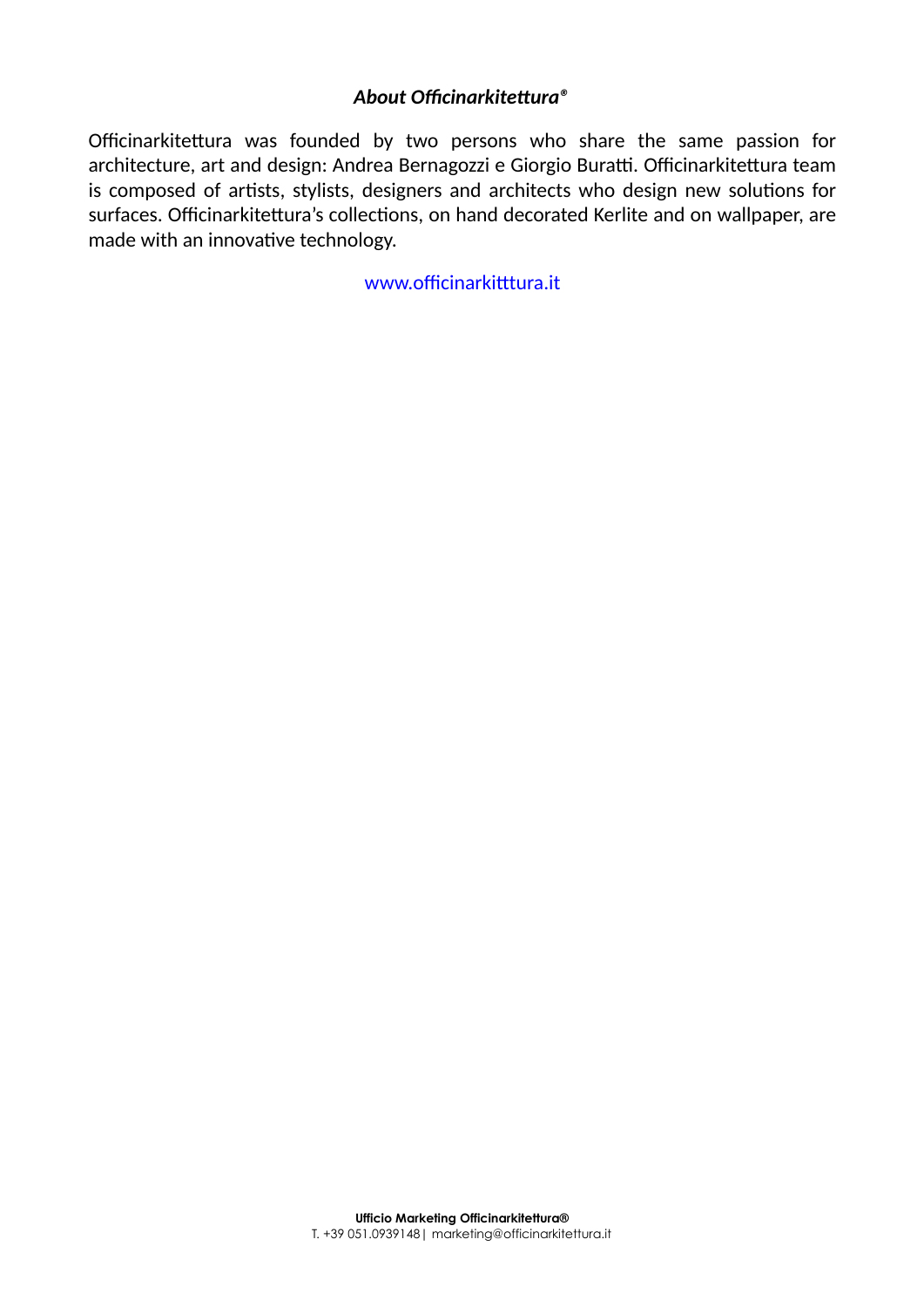***About Officinarkitettura®***

Officinarkitettura was founded by two persons who share the same passion for architecture, art and design: Andrea Bernagozzi e Giorgio Buratti. Officinarkitettura team is composed of artists, stylists, designers and architects who design new solutions for surfaces. Officinarkitettura's collections, on hand decorated Kerlite and on wallpaper, are made with an innovative technology.

www.officinarkitttura.it

**Ufficio Marketing Officinarkitettura®**
T. +39 051.0939148 | marketing@officinarkitettura.it